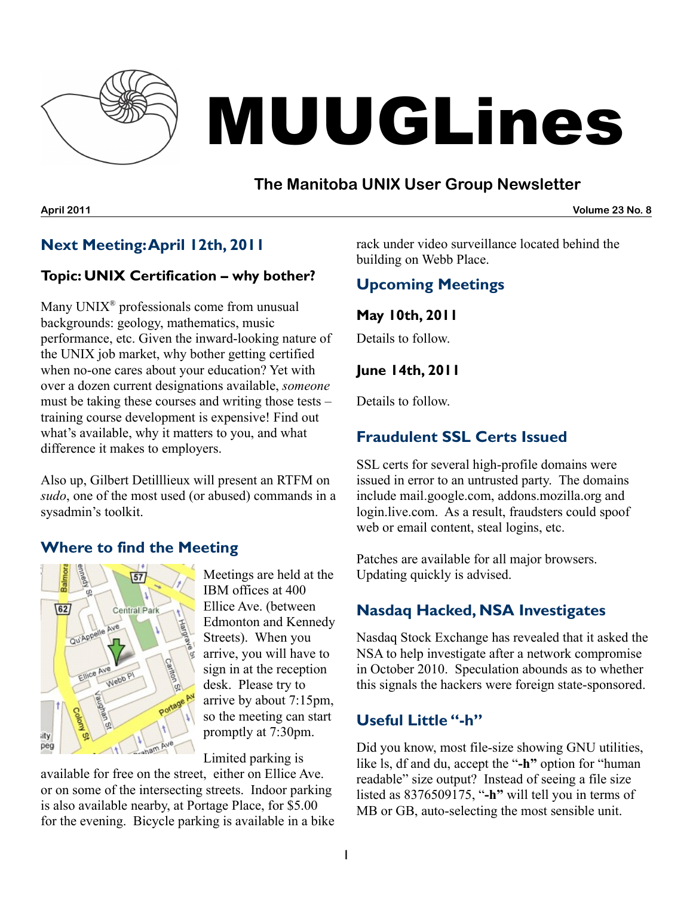# MUUGLines

## The Manitoba UNIX User Group Newsletter

**April 2011** **Volume 23 No. 8**

## Next Meeting: April 12th, 2011

### Topic: UNIX Certification – why bother?

Many UNIX® professionals come from unusual backgrounds: geology, mathematics, music performance, etc. Given the inward-looking nature of the UNIX job market, why bother getting certified when no-one cares about your education? Yet with over a dozen current designations available, *someone* must be taking these courses and writing those tests – training course development is expensive! Find out what's available, why it matters to you, and what difference it makes to employers.

Also up, Gilbert Detilllieux will present an RTFM on *sudo*, one of the most used (or abused) commands in a sysadmin's toolkit.

## Where to find the Meeting

Meetings are held at the IBM offices at 400 Ellice Ave. (between Edmonton and Kennedy Streets). When you arrive, you will have to sign in at the reception desk. Please try to arrive by about 7:15pm, so the meeting can start promptly at 7:30pm.

Limited parking is available for free on the street, either on Ellice Ave. or on some of the intersecting streets. Indoor parking is also available nearby, at Portage Place, for $5.00 for the evening. Bicycle parking is available in a bike rack under video surveillance located behind the building on Webb Place.

## Upcoming Meetings

### May 10th, 2011

Details to follow.

### June 14th, 2011

Details to follow.

## Fraudulent SSL Certs Issued

SSL certs for several high-profile domains were issued in error to an untrusted party. The domains include mail.google.com, addons.mozilla.org and login.live.com. As a result, fraudsters could spoof web or email content, steal logins, etc.

Patches are available for all major browsers. Updating quickly is advised.

## Nasdaq Hacked, NSA Investigates

Nasdaq Stock Exchange has revealed that it asked the NSA to help investigate after a network compromise in October 2010. Speculation abounds as to whether this signals the hackers were foreign state-sponsored.

## Useful Little "-h"

Did you know, most file-size showing GNU utilities, like ls, df and du, accept the "**-h**" option for "human readable" size output? Instead of seeing a file size listed as 8376509175, "**-h**" will tell you in terms of MB or GB, auto-selecting the most sensible unit.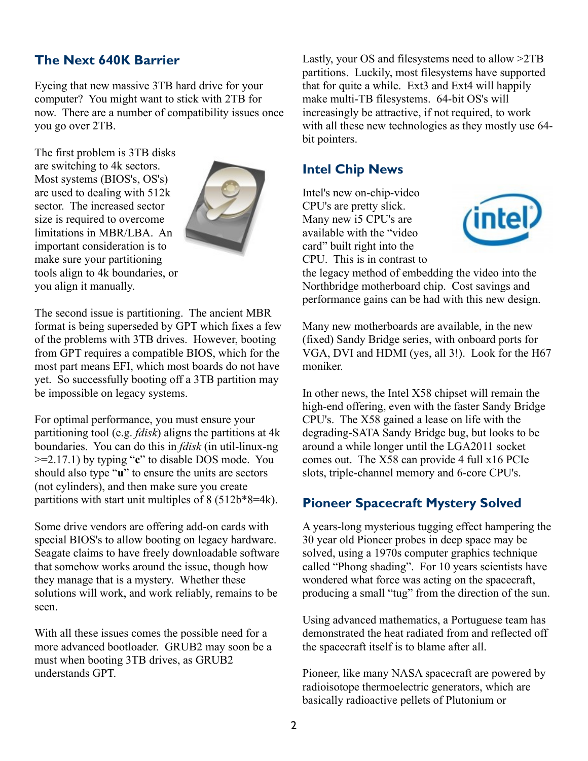## The Next 640K Barrier

Eyeing that new massive 3TB hard drive for your computer? You might want to stick with 2TB for now. There are a number of compatibility issues once you go over 2TB.

The first problem is 3TB disks are switching to 4k sectors. Most systems (BIOS's, OS's) are used to dealing with 512k sector. The increased sector size is required to overcome limitations in MBR/LBA. An important consideration is to make sure your partitioning tools align to 4k boundaries, or you align it manually.

The second issue is partitioning. The ancient MBR format is being superseded by GPT which fixes a few of the problems with 3TB drives. However, booting from GPT requires a compatible BIOS, which for the most part means EFI, which most boards do not have yet. So successfully booting off a 3TB partition may be impossible on legacy systems.

For optimal performance, you must ensure your partitioning tool (e.g. *fdisk*) aligns the partitions at 4k boundaries. You can do this in *fdisk* (in util-linux-ng >=2.17.1) by typing "**c**" to disable DOS mode. You should also type "**u**" to ensure the units are sectors (not cylinders), and then make sure you create partitions with start unit multiples of 8 (512b*8=4k).

Some drive vendors are offering add-on cards with special BIOS's to allow booting on legacy hardware. Seagate claims to have freely downloadable software that somehow works around the issue, though how they manage that is a mystery. Whether these solutions will work, and work reliably, remains to be seen.

With all these issues comes the possible need for a more advanced bootloader. GRUB2 may soon be a must when booting 3TB drives, as GRUB2 understands GPT.

Lastly, your OS and filesystems need to allow >2TB partitions. Luckily, most filesystems have supported that for quite a while. Ext3 and Ext4 will happily make multi-TB filesystems. 64-bit OS's will increasingly be attractive, if not required, to work with all these new technologies as they mostly use 64-bit pointers.

## Intel Chip News

Intel's new on-chip-video CPU's are pretty slick. Many new i5 CPU's are available with the "video card" built right into the CPU. This is in contrast to the legacy method of embedding the video into the Northbridge motherboard chip. Cost savings and performance gains can be had with this new design.

Many new motherboards are available, in the new (fixed) Sandy Bridge series, with onboard ports for VGA, DVI and HDMI (yes, all 3!). Look for the H67 moniker.

In other news, the Intel X58 chipset will remain the high-end offering, even with the faster Sandy Bridge CPU's. The X58 gained a lease on life with the degrading-SATA Sandy Bridge bug, but looks to be around a while longer until the LGA2011 socket comes out. The X58 can provide 4 full x16 PCIe slots, triple-channel memory and 6-core CPU's.

## Pioneer Spacecraft Mystery Solved

A years-long mysterious tugging effect hampering the 30 year old Pioneer probes in deep space may be solved, using a 1970s computer graphics technique called "Phong shading". For 10 years scientists have wondered what force was acting on the spacecraft, producing a small "tug" from the direction of the sun.

Using advanced mathematics, a Portuguese team has demonstrated the heat radiated from and reflected off the spacecraft itself is to blame after all.

Pioneer, like many NASA spacecraft are powered by radioisotope thermoelectric generators, which are basically radioactive pellets of Plutonium or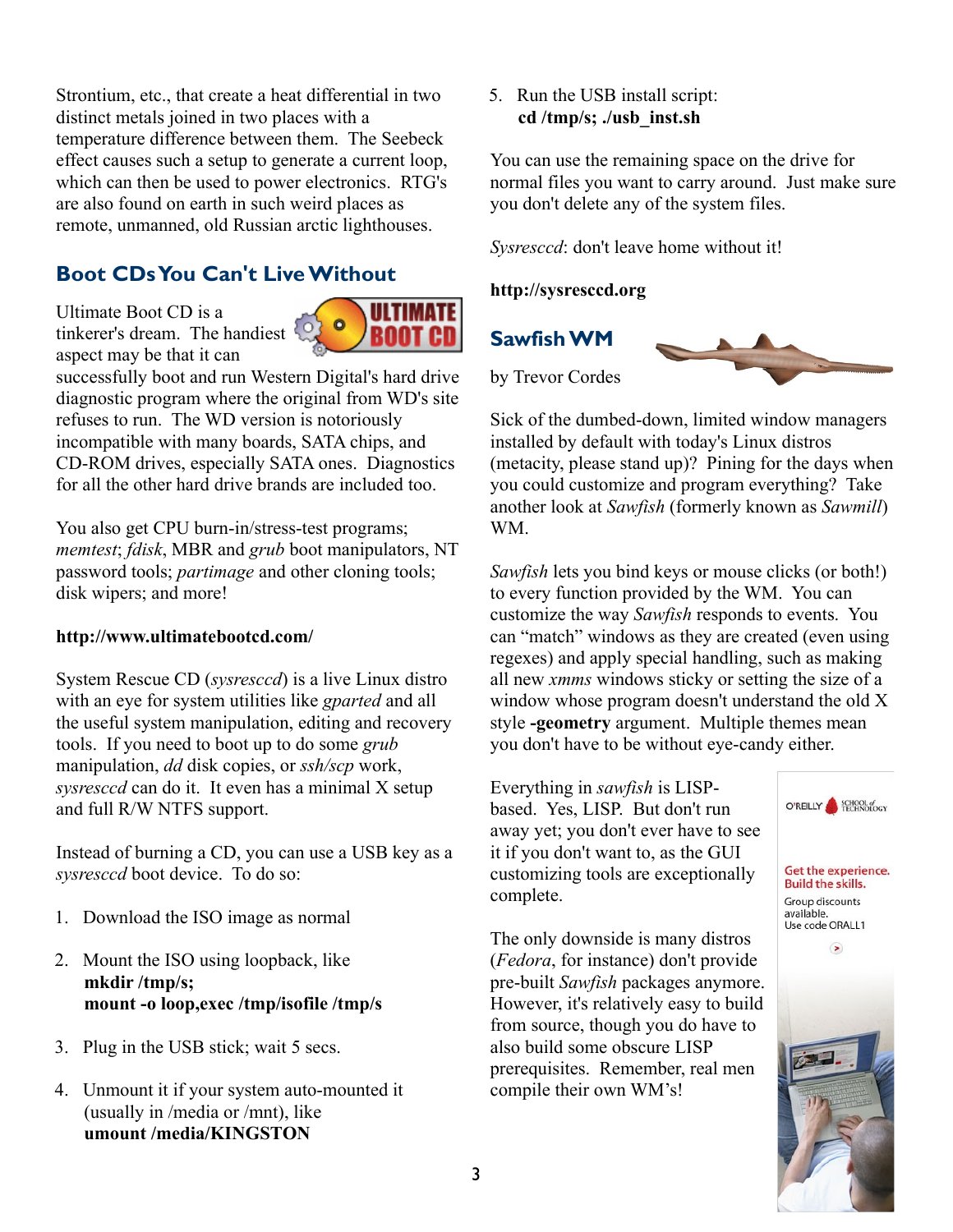Strontium, etc., that create a heat differential in two distinct metals joined in two places with a temperature difference between them. The Seebeck effect causes such a setup to generate a current loop, which can then be used to power electronics. RTG's are also found on earth in such weird places as remote, unmanned, old Russian arctic lighthouses.

## Boot CDs You Can't Live Without

Ultimate Boot CD is a tinkerer's dream. The handiest aspect may be that it can successfully boot and run Western Digital's hard drive diagnostic program where the original from WD's site refuses to run. The WD version is notoriously incompatible with many boards, SATA chips, and CD-ROM drives, especially SATA ones. Diagnostics for all the other hard drive brands are included too.

You also get CPU burn-in/stress-test programs; *memtest*; *fdisk*, MBR and *grub* boot manipulators, NT password tools; *partimage* and other cloning tools; disk wipers; and more!

**http://www.ultimatebootcd.com/**

System Rescue CD (*sysresccd*) is a live Linux distro with an eye for system utilities like *gparted* and all the useful system manipulation, editing and recovery tools. If you need to boot up to do some *grub* manipulation, *dd* disk copies, or *ssh/scp* work, *sysresccd* can do it. It even has a minimal X setup and full R/W NTFS support.

Instead of burning a CD, you can use a USB key as a *sysresccd* boot device. To do so:

1. Download the ISO image as normal

2. Mount the ISO using loopback, like
   **mkdir /tmp/s;**
   **mount -o loop,exec /tmp/isofile /tmp/s**

3. Plug in the USB stick; wait 5 secs.

4. Unmount it if your system auto-mounted it (usually in /media or /mnt), like
   **umount /media/KINGSTON**

5. Run the USB install script:
   **cd /tmp/s; ./usb_inst.sh**

You can use the remaining space on the drive for normal files you want to carry around. Just make sure you don't delete any of the system files.

*Sysresccd*: don't leave home without it!

**http://sysresccd.org**

## Sawfish WM

by Trevor Cordes

Sick of the dumbed-down, limited window managers installed by default with today's Linux distros (metacity, please stand up)? Pining for the days when you could customize and program everything? Take another look at *Sawfish* (formerly known as *Sawmill*) WM.

*Sawfish* lets you bind keys or mouse clicks (or both!) to every function provided by the WM. You can customize the way *Sawfish* responds to events. You can "match" windows as they are created (even using regexes) and apply special handling, such as making all new *xmms* windows sticky or setting the size of a window whose program doesn't understand the old X style **-geometry** argument. Multiple themes mean you don't have to be without eye-candy either.

Everything in *sawfish* is LISP-based. Yes, LISP. But don't run away yet; you don't ever have to see it if you don't want to, as the GUI customizing tools are exceptionally complete.

The only downside is many distros (*Fedora*, for instance) don't provide pre-built *Sawfish* packages anymore. However, it's relatively easy to build from source, though you do have to also build some obscure LISP prerequisites. Remember, real men compile their own WM's!

O'REILLY SCHOOL of TECHNOLOGY

Get the experience. Build the skills.

Group discounts available. Use code ORALL1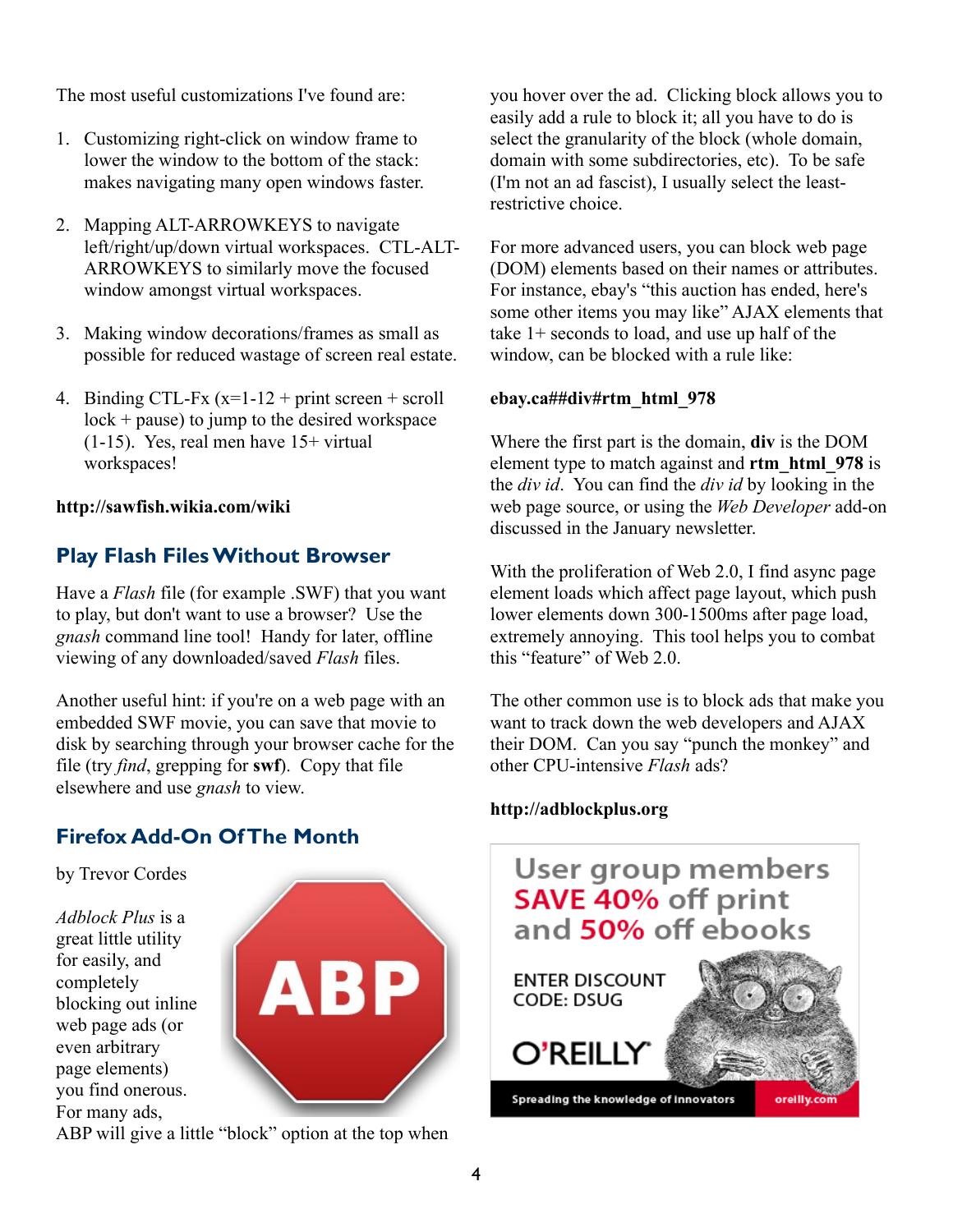The most useful customizations I've found are:

1. Customizing right-click on window frame to lower the window to the bottom of the stack: makes navigating many open windows faster.

2. Mapping ALT-ARROWKEYS to navigate left/right/up/down virtual workspaces. CTL-ALT-ARROWKEYS to similarly move the focused window amongst virtual workspaces.

3. Making window decorations/frames as small as possible for reduced wastage of screen real estate.

4. Binding CTL-Fx (x=1-12 + print screen + scroll lock + pause) to jump to the desired workspace (1-15). Yes, real men have 15+ virtual workspaces!

**http://sawfish.wikia.com/wiki**

## Play Flash Files Without Browser

Have a *Flash* file (for example .SWF) that you want to play, but don't want to use a browser? Use the *gnash* command line tool! Handy for later, offline viewing of any downloaded/saved *Flash* files.

Another useful hint: if you're on a web page with an embedded SWF movie, you can save that movie to disk by searching through your browser cache for the file (try *find*, grepping for **swf**). Copy that file elsewhere and use *gnash* to view.

## Firefox Add-On Of The Month

by Trevor Cordes

*Adblock Plus* is a great little utility for easily, and completely blocking out inline web page ads (or even arbitrary page elements) you find onerous. For many ads, ABP will give a little "block" option at the top when you hover over the ad. Clicking block allows you to easily add a rule to block it; all you have to do is select the granularity of the block (whole domain, domain with some subdirectories, etc). To be safe (I'm not an ad fascist), I usually select the least-restrictive choice.

For more advanced users, you can block web page (DOM) elements based on their names or attributes. For instance, ebay's "this auction has ended, here's some other items you may like" AJAX elements that take 1+ seconds to load, and use up half of the window, can be blocked with a rule like:

**ebay.ca##div#rtm_html_978**

Where the first part is the domain, **div** is the DOM element type to match against and **rtm_html_978** is the *div id*. You can find the *div id* by looking in the web page source, or using the *Web Developer* add-on discussed in the January newsletter.

With the proliferation of Web 2.0, I find async page element loads which affect page layout, which push lower elements down 300-1500ms after page load, extremely annoying. This tool helps you to combat this "feature" of Web 2.0.

The other common use is to block ads that make you want to track down the web developers and AJAX their DOM. Can you say "punch the monkey" and other CPU-intensive *Flash* ads?

**http://adblockplus.org**

User group members **SAVE 40%** off print and **50%** off ebooks

ENTER DISCOUNT CODE: DSUG

O'REILLY

Spreading the knowledge of innovators — oreilly.com